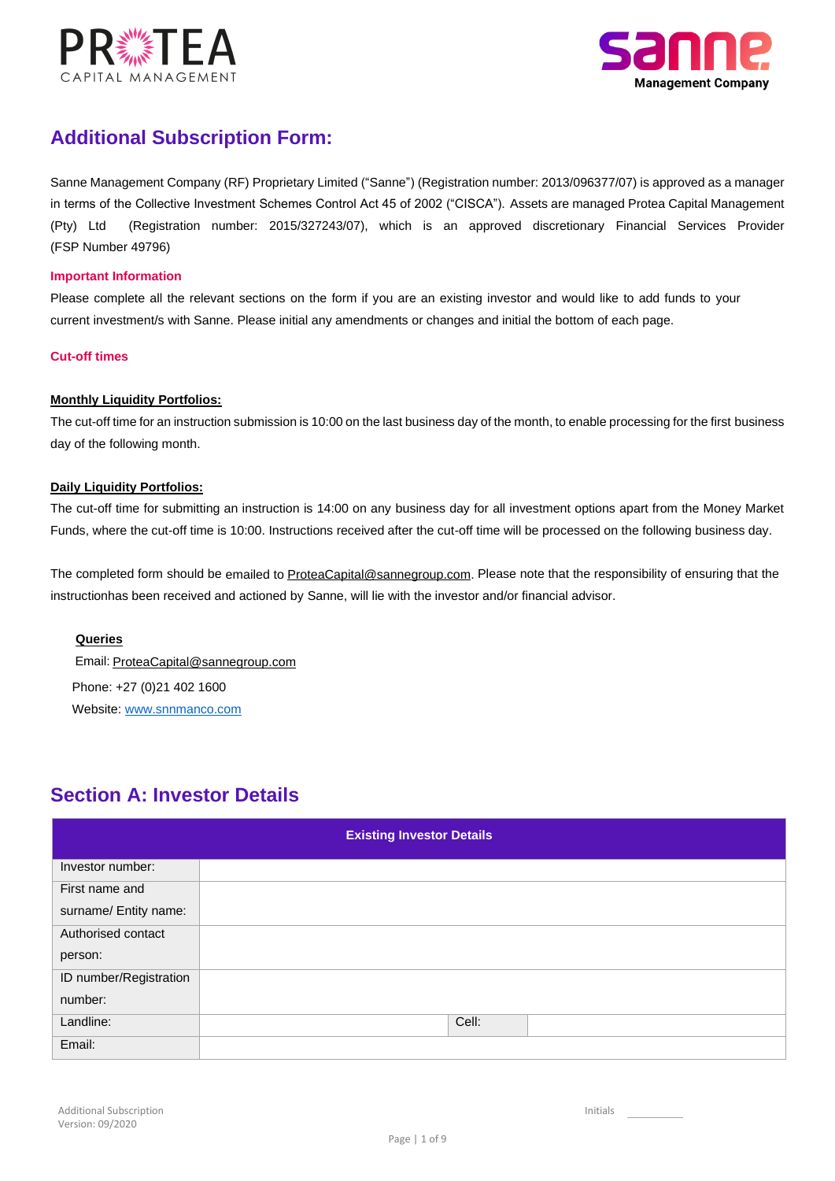# Additional Subscription Form:

Sanne Management Company (RF) Proprietary Limited ("Sanne") (Registration number: 2013/096377/07) is approved as a manager in terms of the Collective Investment Schemes Control Act 45 of 2002 ("CISCA"). Assets are managed Protea Capital Management (Pty) Ltd (Registration number: 2015/327243/07), which is an approved discretionary Financial Services Provider (FSP Number 49796)

**Important Information**

Please complete all the relevant sections on the form if you are an existing investor and would like to add funds to your current investment/s with Sanne. Please initial any amendments or changes and initial the bottom of each page.

**Cut-off times**

**Monthly Liquidity Portfolios:**

The cut-off time for an instruction submission is 10:00 on the last business day of the month, to enable processing for the first business day of the following month.

**Daily Liquidity Portfolios:**

The cut-off time for submitting an instruction is 14:00 on any business day for all investment options apart from the Money Market Funds, where the cut-off time is 10:00. Instructions received after the cut-off time will be processed on the following business day.

The completed form should be emailed to ProteaCapital@sannegroup.com. Please note that the responsibility of ensuring that the instructionhas been received and actioned by Sanne, will lie with the investor and/or financial advisor.

**Queries**

Email: ProteaCapital@sannegroup.com

Phone: +27 (0)21 402 1600

Website: www.snnmanco.com

## Section A: Investor Details

| Existing Investor Details | | | |
|---|---|---|---|
| Investor number: | | | |
| First name and surname/ Entity name: | | | |
| Authorised contact person: | | | |
| ID number/Registration number: | | | |
| Landline: | | Cell: | |
| Email: | | | |

Additional Subscription
Version: 09/2020

Initials ________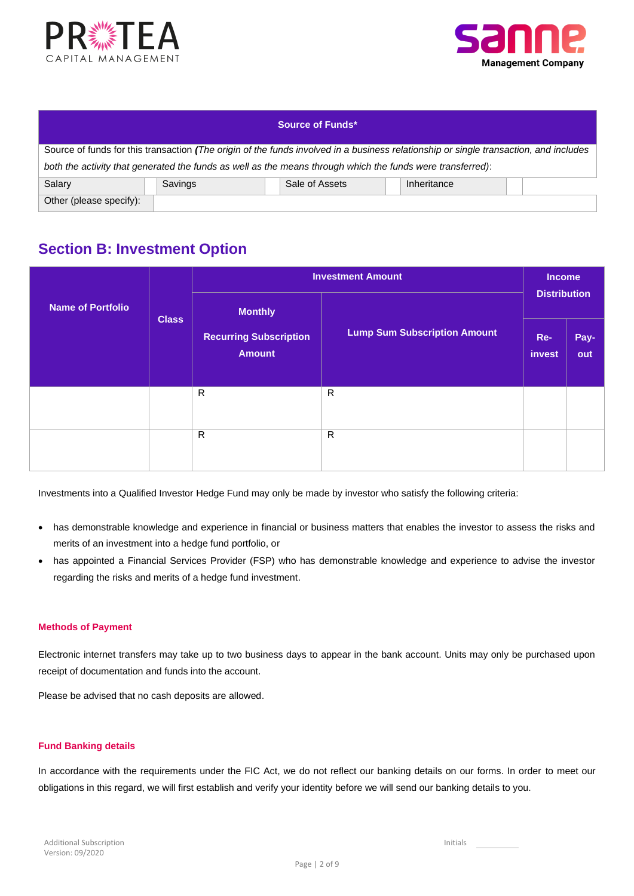| Source of Funds* | | | | | | | |
|---|---|---|---|---|---|---|---|
| Source of funds for this transaction ***(****The origin of the funds involved in a business relationship or single transaction, and includes both the activity that generated the funds as well as the means through which the funds were transferred)*: | | | | | | | |
| Salary | | Savings | | Sale of Assets | | Inheritance | |
| Other (please specify): | | | | | | | |

## Section B: Investment Option

| Name of Portfolio | Class | Investment Amount | | Income Distribution | |
|---|---|---|---|---|---|
| | | Monthly Recurring Subscription Amount | Lump Sum Subscription Amount | Re-invest | Pay-out |
| | | R | R | | |
| | | R | R | | |

Investments into a Qualified Investor Hedge Fund may only be made by investor who satisfy the following criteria:

- has demonstrable knowledge and experience in financial or business matters that enables the investor to assess the risks and merits of an investment into a hedge fund portfolio, or
- has appointed a Financial Services Provider (FSP) who has demonstrable knowledge and experience to advise the investor regarding the risks and merits of a hedge fund investment.

#### Methods of Payment

Electronic internet transfers may take up to two business days to appear in the bank account. Units may only be purchased upon receipt of documentation and funds into the account.

Please be advised that no cash deposits are allowed.

#### Fund Banking details

In accordance with the requirements under the FIC Act, we do not reflect our banking details on our forms. In order to meet our obligations in this regard, we will first establish and verify your identity before we will send our banking details to you.

Additional Subscription
Version: 09/2020

Initials ________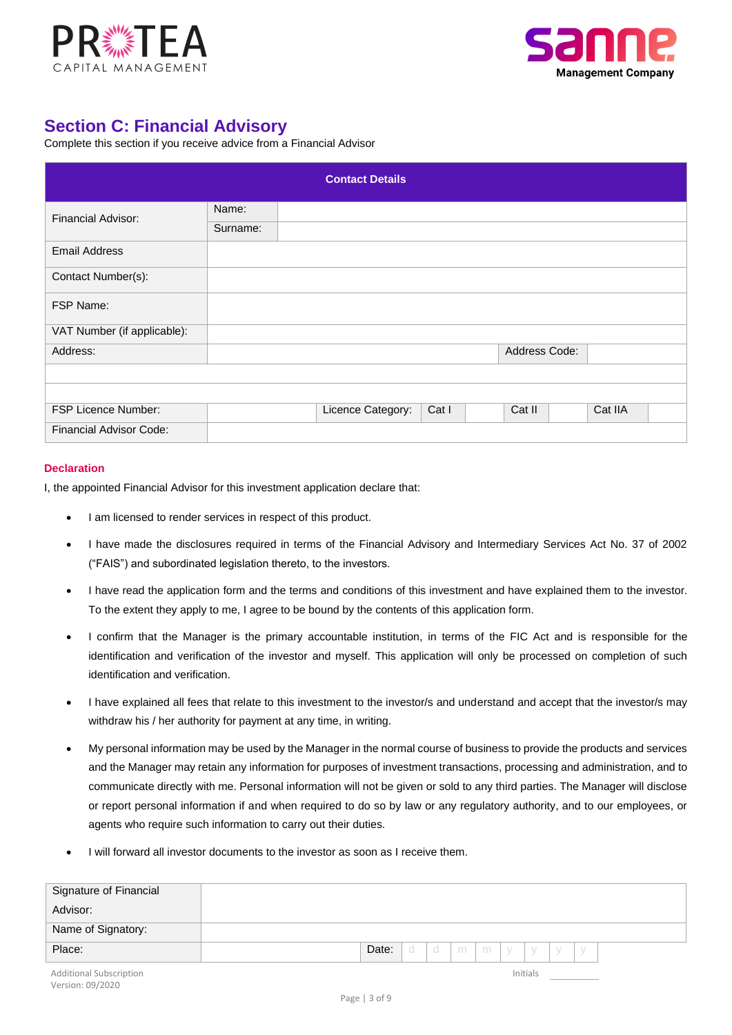## Section C: Financial Advisory

Complete this section if you receive advice from a Financial Advisor

| Contact Details | | | | | | | | |
|---|---|---|---|---|---|---|---|---|
| Financial Advisor: | Name: | | | | | | | |
| | Surname: | | | | | | | |
| Email Address | | | | | | | | |
| Contact Number(s): | | | | | | | | |
| FSP Name: | | | | | | | | |
| VAT Number (if applicable): | | | | | | | | |
| Address: | | | | | | Address Code: | | |
| | | | | | | | | |
| | | | | | | | | |
| FSP Licence Number: | | Licence Category: | Cat I | | Cat II | | Cat IIA | |
| Financial Advisor Code: | | | | | | | | |

**Declaration**

I, the appointed Financial Advisor for this investment application declare that:

- I am licensed to render services in respect of this product.
- I have made the disclosures required in terms of the Financial Advisory and Intermediary Services Act No. 37 of 2002 ("FAIS") and subordinated legislation thereto, to the investors.
- I have read the application form and the terms and conditions of this investment and have explained them to the investor. To the extent they apply to me, I agree to be bound by the contents of this application form.
- I confirm that the Manager is the primary accountable institution, in terms of the FIC Act and is responsible for the identification and verification of the investor and myself. This application will only be processed on completion of such identification and verification.
- I have explained all fees that relate to this investment to the investor/s and understand and accept that the investor/s may withdraw his / her authority for payment at any time, in writing.
- My personal information may be used by the Manager in the normal course of business to provide the products and services and the Manager may retain any information for purposes of investment transactions, processing and administration, and to communicate directly with me. Personal information will not be given or sold to any third parties. The Manager will disclose or report personal information if and when required to do so by law or any regulatory authority, and to our employees, or agents who require such information to carry out their duties.
- I will forward all investor documents to the investor as soon as I receive them.

| Signature of Financial Advisor: | | | | | | | | | | |
|---|---|---|---|---|---|---|---|---|---|---|
| Name of Signatory: | | | | | | | | | | |
| Place: | | Date: | d | d | m | m | y | y | y | y |

Additional Subscription
Version: 09/2020

Initials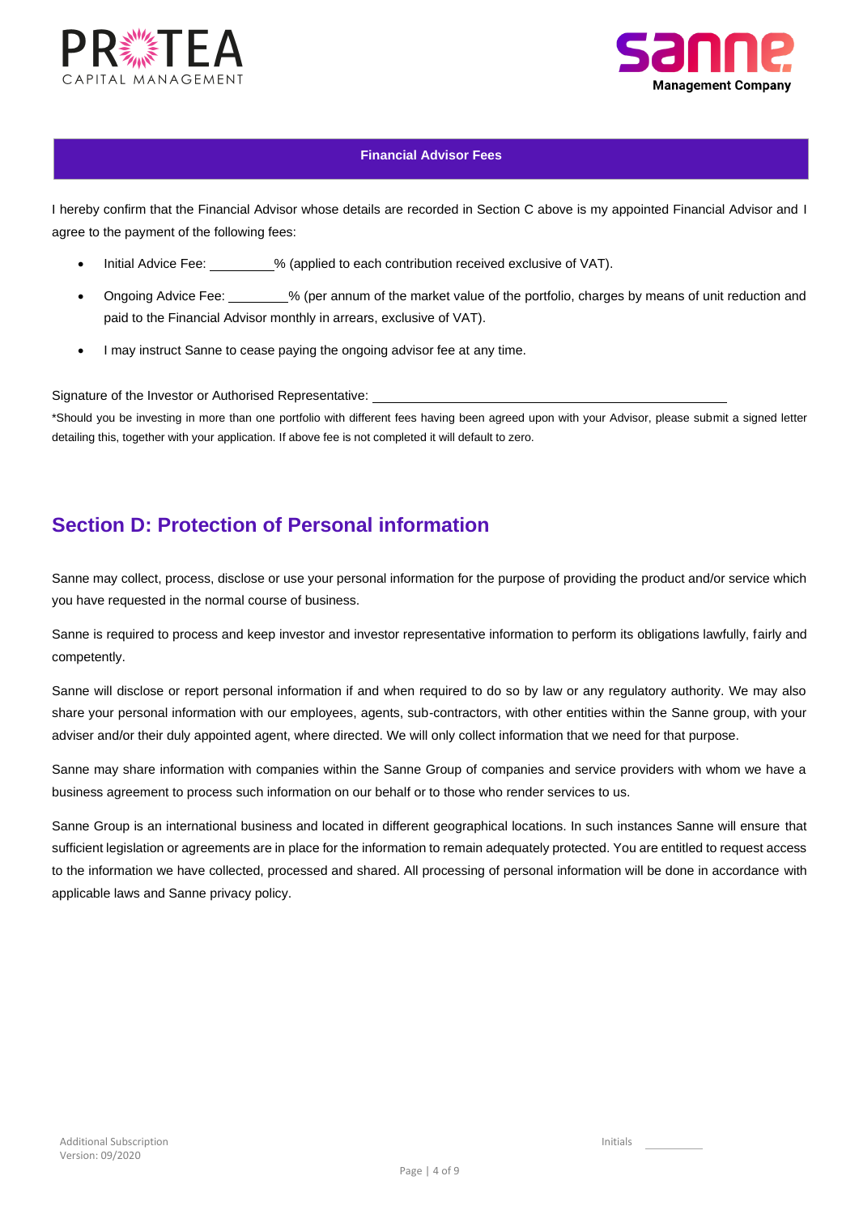## Financial Advisor Fees

I hereby confirm that the Financial Advisor whose details are recorded in Section C above is my appointed Financial Advisor and I agree to the payment of the following fees:

- Initial Advice Fee: _________% (applied to each contribution received exclusive of VAT).
- Ongoing Advice Fee: ________% (per annum of the market value of the portfolio, charges by means of unit reduction and paid to the Financial Advisor monthly in arrears, exclusive of VAT).
- I may instruct Sanne to cease paying the ongoing advisor fee at any time.

Signature of the Investor or Authorised Representative: ____________________________________________

*Should you be investing in more than one portfolio with different fees having been agreed upon with your Advisor, please submit a signed letter detailing this, together with your application. If above fee is not completed it will default to zero.

## Section D: Protection of Personal information

Sanne may collect, process, disclose or use your personal information for the purpose of providing the product and/or service which you have requested in the normal course of business.

Sanne is required to process and keep investor and investor representative information to perform its obligations lawfully, fairly and competently.

Sanne will disclose or report personal information if and when required to do so by law or any regulatory authority. We may also share your personal information with our employees, agents, sub-contractors, with other entities within the Sanne group, with your adviser and/or their duly appointed agent, where directed. We will only collect information that we need for that purpose.

Sanne may share information with companies within the Sanne Group of companies and service providers with whom we have a business agreement to process such information on our behalf or to those who render services to us.

Sanne Group is an international business and located in different geographical locations. In such instances Sanne will ensure that sufficient legislation or agreements are in place for the information to remain adequately protected. You are entitled to request access to the information we have collected, processed and shared. All processing of personal information will be done in accordance with applicable laws and Sanne privacy policy.

Initials _________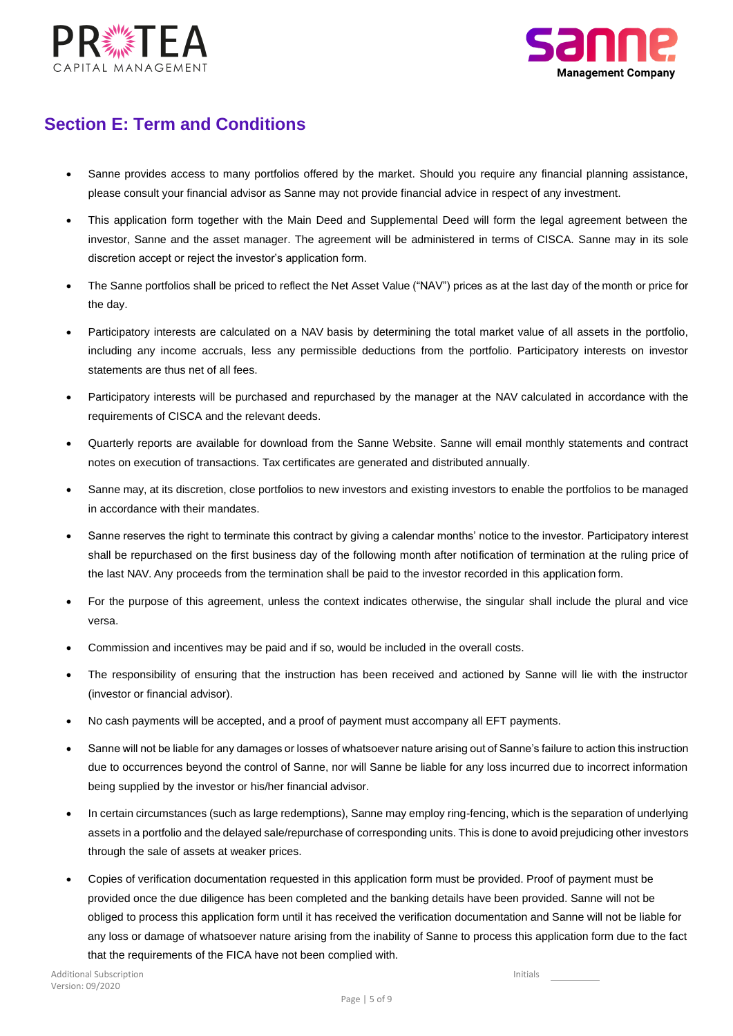## Section E: Term and Conditions

- Sanne provides access to many portfolios offered by the market. Should you require any financial planning assistance, please consult your financial advisor as Sanne may not provide financial advice in respect of any investment.
- This application form together with the Main Deed and Supplemental Deed will form the legal agreement between the investor, Sanne and the asset manager. The agreement will be administered in terms of CISCA. Sanne may in its sole discretion accept or reject the investor's application form.
- The Sanne portfolios shall be priced to reflect the Net Asset Value ("NAV") prices as at the last day of the month or price for the day.
- Participatory interests are calculated on a NAV basis by determining the total market value of all assets in the portfolio, including any income accruals, less any permissible deductions from the portfolio. Participatory interests on investor statements are thus net of all fees.
- Participatory interests will be purchased and repurchased by the manager at the NAV calculated in accordance with the requirements of CISCA and the relevant deeds.
- Quarterly reports are available for download from the Sanne Website. Sanne will email monthly statements and contract notes on execution of transactions. Tax certificates are generated and distributed annually.
- Sanne may, at its discretion, close portfolios to new investors and existing investors to enable the portfolios to be managed in accordance with their mandates.
- Sanne reserves the right to terminate this contract by giving a calendar months' notice to the investor. Participatory interest shall be repurchased on the first business day of the following month after notification of termination at the ruling price of the last NAV. Any proceeds from the termination shall be paid to the investor recorded in this application form.
- For the purpose of this agreement, unless the context indicates otherwise, the singular shall include the plural and vice versa.
- Commission and incentives may be paid and if so, would be included in the overall costs.
- The responsibility of ensuring that the instruction has been received and actioned by Sanne will lie with the instructor (investor or financial advisor).
- No cash payments will be accepted, and a proof of payment must accompany all EFT payments.
- Sanne will not be liable for any damages or losses of whatsoever nature arising out of Sanne's failure to action this instruction due to occurrences beyond the control of Sanne, nor will Sanne be liable for any loss incurred due to incorrect information being supplied by the investor or his/her financial advisor.
- In certain circumstances (such as large redemptions), Sanne may employ ring-fencing, which is the separation of underlying assets in a portfolio and the delayed sale/repurchase of corresponding units. This is done to avoid prejudicing other investors through the sale of assets at weaker prices.
- Copies of verification documentation requested in this application form must be provided. Proof of payment must be provided once the due diligence has been completed and the banking details have been provided. Sanne will not be obliged to process this application form until it has received the verification documentation and Sanne will not be liable for any loss or damage of whatsoever nature arising from the inability of Sanne to process this application form due to the fact that the requirements of the FICA have not been complied with.

Initials ________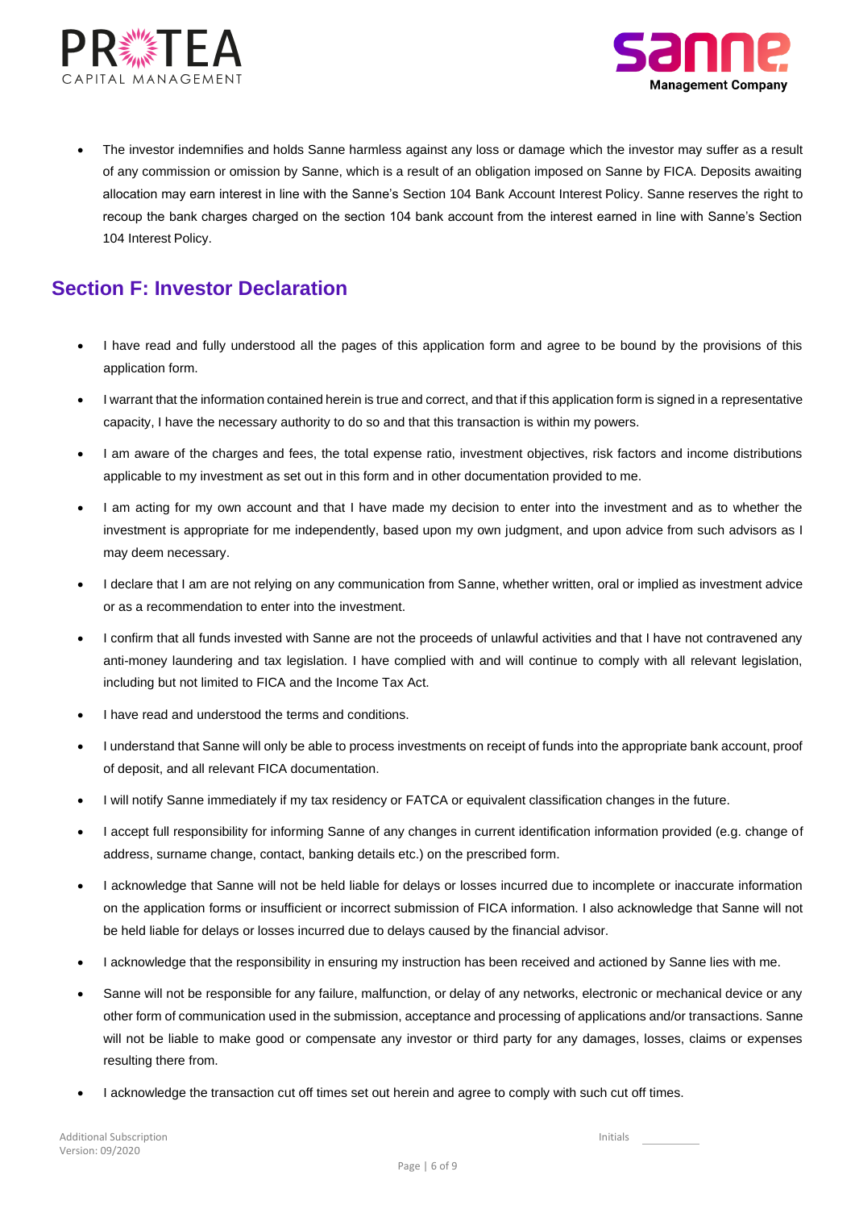- The investor indemnifies and holds Sanne harmless against any loss or damage which the investor may suffer as a result of any commission or omission by Sanne, which is a result of an obligation imposed on Sanne by FICA. Deposits awaiting allocation may earn interest in line with the Sanne's Section 104 Bank Account Interest Policy. Sanne reserves the right to recoup the bank charges charged on the section 104 bank account from the interest earned in line with Sanne's Section 104 Interest Policy.

## Section F: Investor Declaration

- I have read and fully understood all the pages of this application form and agree to be bound by the provisions of this application form.
- I warrant that the information contained herein is true and correct, and that if this application form is signed in a representative capacity, I have the necessary authority to do so and that this transaction is within my powers.
- I am aware of the charges and fees, the total expense ratio, investment objectives, risk factors and income distributions applicable to my investment as set out in this form and in other documentation provided to me.
- I am acting for my own account and that I have made my decision to enter into the investment and as to whether the investment is appropriate for me independently, based upon my own judgment, and upon advice from such advisors as I may deem necessary.
- I declare that I am are not relying on any communication from Sanne, whether written, oral or implied as investment advice or as a recommendation to enter into the investment.
- I confirm that all funds invested with Sanne are not the proceeds of unlawful activities and that I have not contravened any anti-money laundering and tax legislation. I have complied with and will continue to comply with all relevant legislation, including but not limited to FICA and the Income Tax Act.
- I have read and understood the terms and conditions.
- I understand that Sanne will only be able to process investments on receipt of funds into the appropriate bank account, proof of deposit, and all relevant FICA documentation.
- I will notify Sanne immediately if my tax residency or FATCA or equivalent classification changes in the future.
- I accept full responsibility for informing Sanne of any changes in current identification information provided (e.g. change of address, surname change, contact, banking details etc.) on the prescribed form.
- I acknowledge that Sanne will not be held liable for delays or losses incurred due to incomplete or inaccurate information on the application forms or insufficient or incorrect submission of FICA information. I also acknowledge that Sanne will not be held liable for delays or losses incurred due to delays caused by the financial advisor.
- I acknowledge that the responsibility in ensuring my instruction has been received and actioned by Sanne lies with me.
- Sanne will not be responsible for any failure, malfunction, or delay of any networks, electronic or mechanical device or any other form of communication used in the submission, acceptance and processing of applications and/or transactions. Sanne will not be liable to make good or compensate any investor or third party for any damages, losses, claims or expenses resulting there from.
- I acknowledge the transaction cut off times set out herein and agree to comply with such cut off times.

Initials ________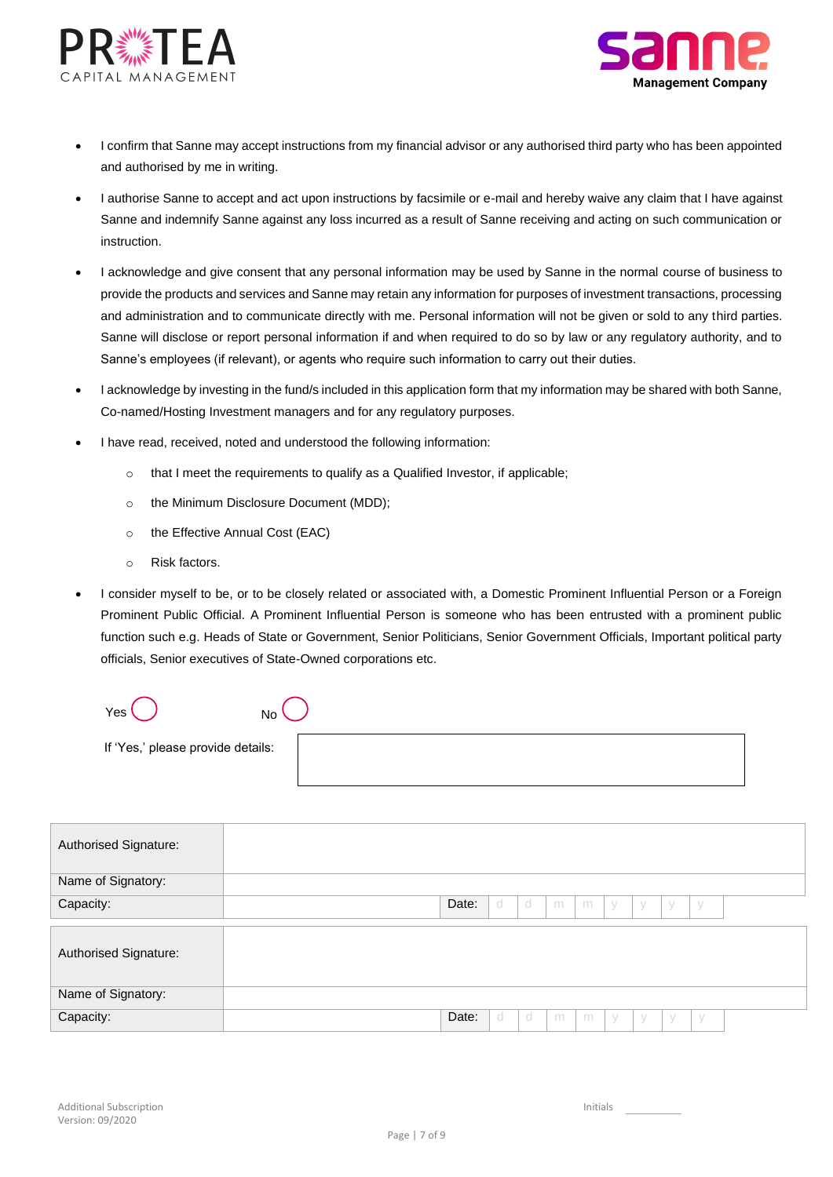- I confirm that Sanne may accept instructions from my financial advisor or any authorised third party who has been appointed and authorised by me in writing.
- I authorise Sanne to accept and act upon instructions by facsimile or e-mail and hereby waive any claim that I have against Sanne and indemnify Sanne against any loss incurred as a result of Sanne receiving and acting on such communication or instruction.
- I acknowledge and give consent that any personal information may be used by Sanne in the normal course of business to provide the products and services and Sanne may retain any information for purposes of investment transactions, processing and administration and to communicate directly with me. Personal information will not be given or sold to any third parties. Sanne will disclose or report personal information if and when required to do so by law or any regulatory authority, and to Sanne's employees (if relevant), or agents who require such information to carry out their duties.
- I acknowledge by investing in the fund/s included in this application form that my information may be shared with both Sanne, Co-named/Hosting Investment managers and for any regulatory purposes.
- I have read, received, noted and understood the following information:
  - that I meet the requirements to qualify as a Qualified Investor, if applicable;
  - the Minimum Disclosure Document (MDD);
  - the Effective Annual Cost (EAC)
  - Risk factors.
- I consider myself to be, or to be closely related or associated with, a Domestic Prominent Influential Person or a Foreign Prominent Public Official. A Prominent Influential Person is someone who has been entrusted with a prominent public function such e.g. Heads of State or Government, Senior Politicians, Senior Government Officials, Important political party officials, Senior executives of State-Owned corporations etc.

Yes ◯ No ◯

If 'Yes,' please provide details: ____________________

| Authorised Signature: | | | |
|---|---|---|---|
| Name of Signatory: | | | |
| Capacity: | | Date: | d d m m y y y y |

| Authorised Signature: | | | |
|---|---|---|---|
| Name of Signatory: | | | |
| Capacity: | | Date: | d d m m y y y y |

Additional Subscription
Version: 09/2020

Initials ________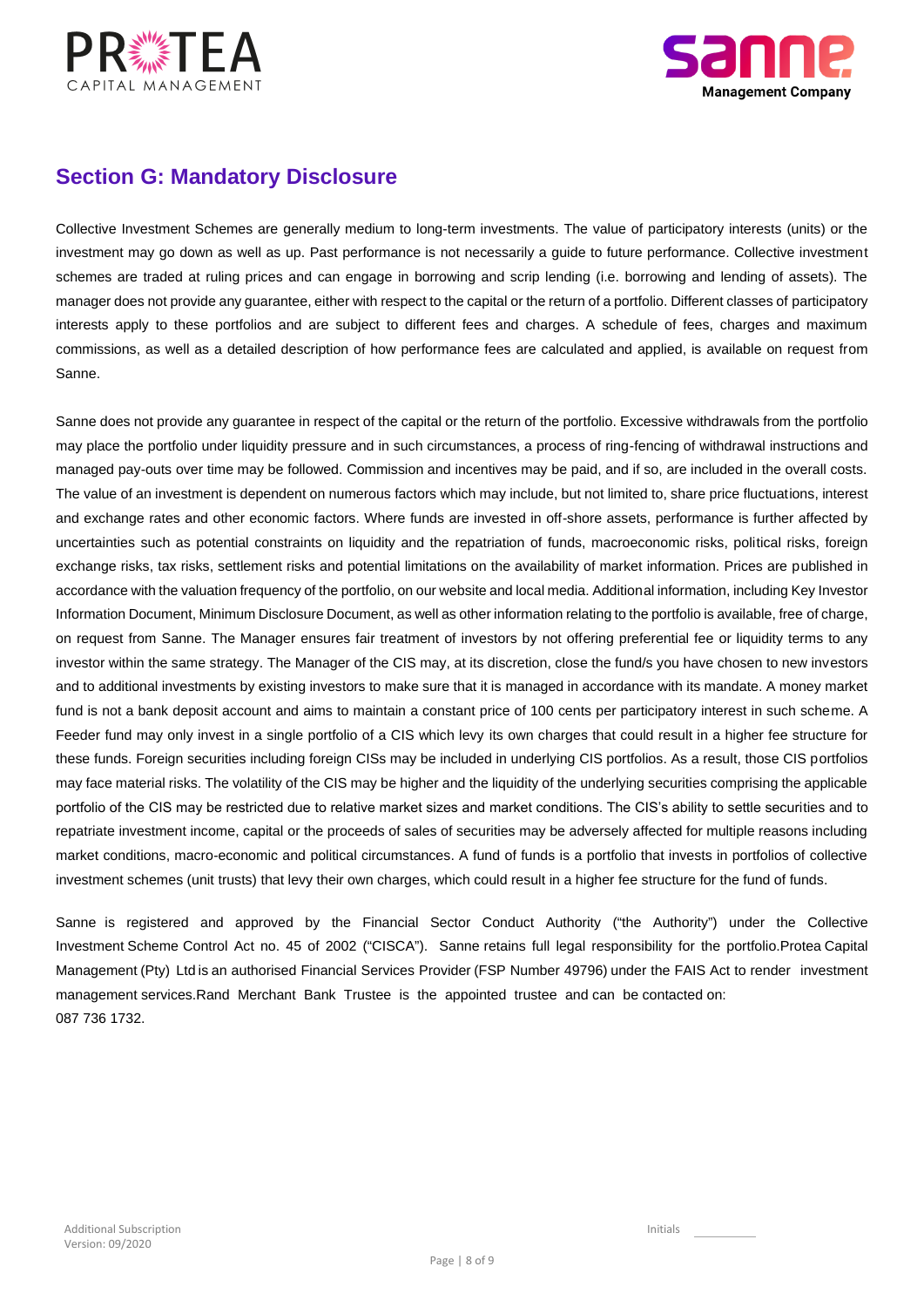## Section G: Mandatory Disclosure

Collective Investment Schemes are generally medium to long-term investments. The value of participatory interests (units) or the investment may go down as well as up. Past performance is not necessarily a guide to future performance. Collective investment schemes are traded at ruling prices and can engage in borrowing and scrip lending (i.e. borrowing and lending of assets). The manager does not provide any guarantee, either with respect to the capital or the return of a portfolio. Different classes of participatory interests apply to these portfolios and are subject to different fees and charges. A schedule of fees, charges and maximum commissions, as well as a detailed description of how performance fees are calculated and applied, is available on request from Sanne.

Sanne does not provide any guarantee in respect of the capital or the return of the portfolio. Excessive withdrawals from the portfolio may place the portfolio under liquidity pressure and in such circumstances, a process of ring-fencing of withdrawal instructions and managed pay-outs over time may be followed. Commission and incentives may be paid, and if so, are included in the overall costs. The value of an investment is dependent on numerous factors which may include, but not limited to, share price fluctuations, interest and exchange rates and other economic factors. Where funds are invested in off-shore assets, performance is further affected by uncertainties such as potential constraints on liquidity and the repatriation of funds, macroeconomic risks, political risks, foreign exchange risks, tax risks, settlement risks and potential limitations on the availability of market information. Prices are published in accordance with the valuation frequency of the portfolio, on our website and local media. Additional information, including Key Investor Information Document, Minimum Disclosure Document, as well as other information relating to the portfolio is available, free of charge, on request from Sanne. The Manager ensures fair treatment of investors by not offering preferential fee or liquidity terms to any investor within the same strategy. The Manager of the CIS may, at its discretion, close the fund/s you have chosen to new investors and to additional investments by existing investors to make sure that it is managed in accordance with its mandate. A money market fund is not a bank deposit account and aims to maintain a constant price of 100 cents per participatory interest in such scheme. A Feeder fund may only invest in a single portfolio of a CIS which levy its own charges that could result in a higher fee structure for these funds. Foreign securities including foreign CISs may be included in underlying CIS portfolios. As a result, those CIS portfolios may face material risks. The volatility of the CIS may be higher and the liquidity of the underlying securities comprising the applicable portfolio of the CIS may be restricted due to relative market sizes and market conditions. The CIS's ability to settle securities and to repatriate investment income, capital or the proceeds of sales of securities may be adversely affected for multiple reasons including market conditions, macro-economic and political circumstances. A fund of funds is a portfolio that invests in portfolios of collective investment schemes (unit trusts) that levy their own charges, which could result in a higher fee structure for the fund of funds.

Sanne is registered and approved by the Financial Sector Conduct Authority ("the Authority") under the Collective Investment Scheme Control Act no. 45 of 2002 ("CISCA"). Sanne retains full legal responsibility for the portfolio.Protea Capital Management (Pty) Ltd is an authorised Financial Services Provider (FSP Number 49796) under the FAIS Act to render investment management services.Rand Merchant Bank Trustee is the appointed trustee and can be contacted on: 087 736 1732.

Additional Subscription
Version: 09/2020

Initials ________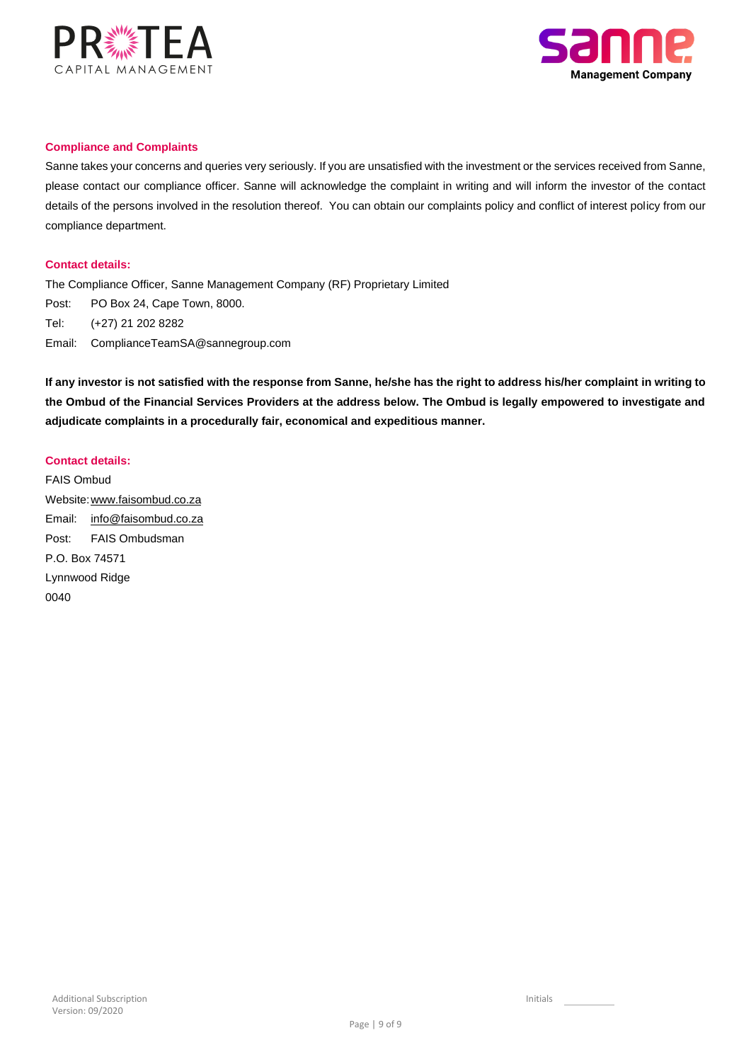## Compliance and Complaints

Sanne takes your concerns and queries very seriously. If you are unsatisfied with the investment or the services received from Sanne, please contact our compliance officer. Sanne will acknowledge the complaint in writing and will inform the investor of the contact details of the persons involved in the resolution thereof. You can obtain our complaints policy and conflict of interest policy from our compliance department.

## Contact details:

The Compliance Officer, Sanne Management Company (RF) Proprietary Limited

Post: PO Box 24, Cape Town, 8000.

Tel: (+27) 21 202 8282

Email: ComplianceTeamSA@sannegroup.com

**If any investor is not satisfied with the response from Sanne, he/she has the right to address his/her complaint in writing to the Ombud of the Financial Services Providers at the address below. The Ombud is legally empowered to investigate and adjudicate complaints in a procedurally fair, economical and expeditious manner.**

## Contact details:

FAIS Ombud

Website: www.faisombud.co.za

Email: info@faisombud.co.za

Post: FAIS Ombudsman

P.O. Box 74571

Lynnwood Ridge

0040

Additional Subscription
Version: 09/2020

Initials ________